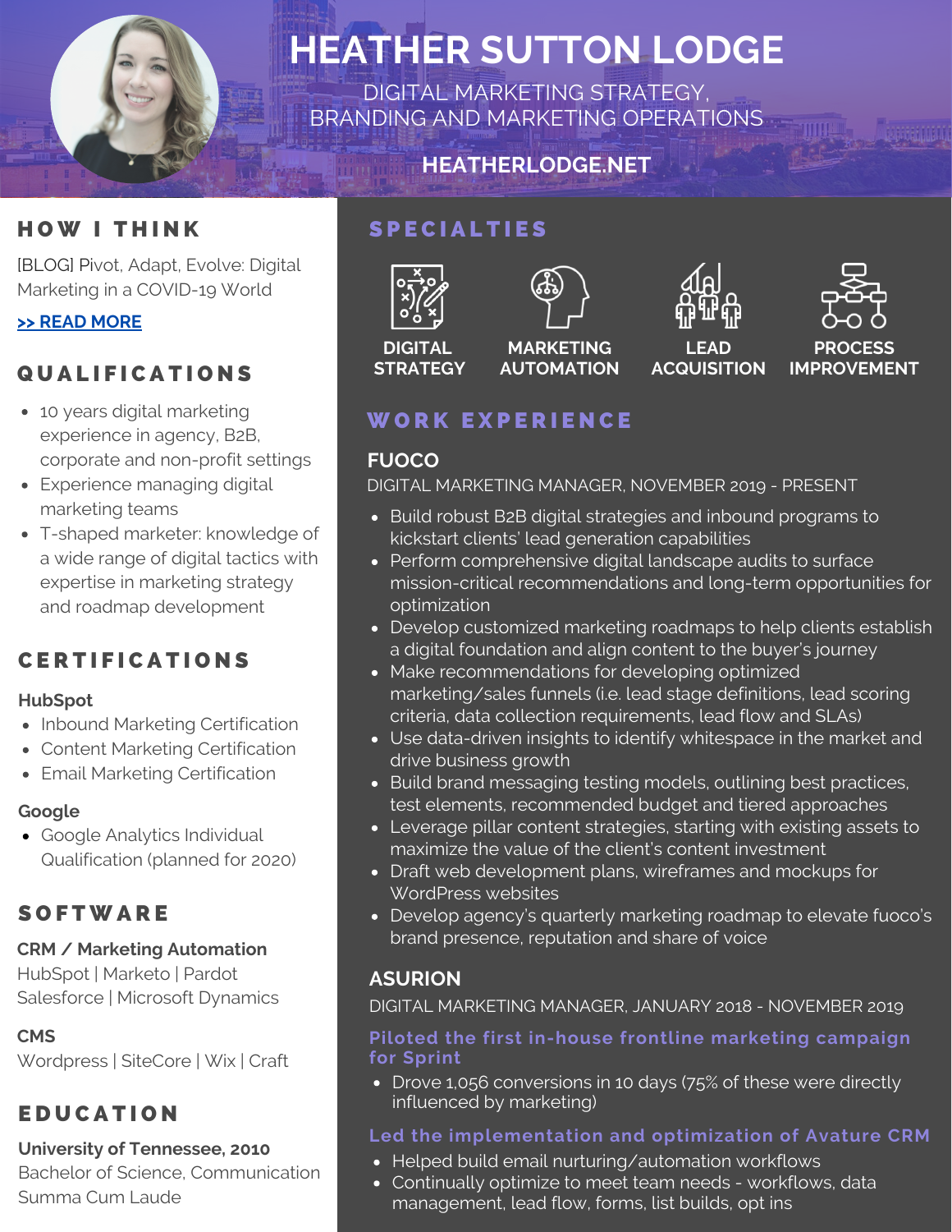# HEATHER SUTTON LODGE

DIGITAL MARKETING STRATEGY, BRANDING AND MARKETING OPERATIONS

**HEATHERLODGE.NET**

## HOW I THINK

[BLOG] Pivot, Adapt, Evolve: Digital Marketing in a COVID-19 World

**>> READ MORE**

## QUALIFICATIONS

- 10 years digital marketing experience in agency, B2B, corporate and non-profit settings
- Experience managing digital marketing teams
- T-shaped marketer: knowledge of a wide range of digital tactics with expertise in marketing strategy and roadmap development

## CERTIFICATIONS

**HubSpot**

- Inbound Marketing Certification
- Content Marketing Certification
- Email Marketing Certification

**Google**

- Google Analytics Individual Qualification (planned for 2020)

## SOFTWARE

**CRM / Marketing Automation**

HubSpot | Marketo | Pardot
Salesforce | Microsoft Dynamics

**CMS**

Wordpress | SiteCore | Wix | Craft

## EDUCATION

**University of Tennessee, 2010**
Bachelor of Science, Communication
Summa Cum Laude

## SPECIALTIES

**DIGITAL STRATEGY** | **MARKETING AUTOMATION** | **LEAD ACQUISITION** | **PROCESS IMPROVEMENT**

## WORK EXPERIENCE

### FUOCO

DIGITAL MARKETING MANAGER, NOVEMBER 2019 - PRESENT

- Build robust B2B digital strategies and inbound programs to kickstart clients' lead generation capabilities
- Perform comprehensive digital landscape audits to surface mission-critical recommendations and long-term opportunities for optimization
- Develop customized marketing roadmaps to help clients establish a digital foundation and align content to the buyer's journey
- Make recommendations for developing optimized marketing/sales funnels (i.e. lead stage definitions, lead scoring criteria, data collection requirements, lead flow and SLAs)
- Use data-driven insights to identify whitespace in the market and drive business growth
- Build brand messaging testing models, outlining best practices, test elements, recommended budget and tiered approaches
- Leverage pillar content strategies, starting with existing assets to maximize the value of the client's content investment
- Draft web development plans, wireframes and mockups for WordPress websites
- Develop agency's quarterly marketing roadmap to elevate fuoco's brand presence, reputation and share of voice

### ASURION

DIGITAL MARKETING MANAGER, JANUARY 2018 - NOVEMBER 2019

**Piloted the first in-house frontline marketing campaign for Sprint**

- Drove 1,056 conversions in 10 days (75% of these were directly influenced by marketing)

**Led the implementation and optimization of Avature CRM**

- Helped build email nurturing/automation workflows
- Continually optimize to meet team needs - workflows, data management, lead flow, forms, list builds, opt ins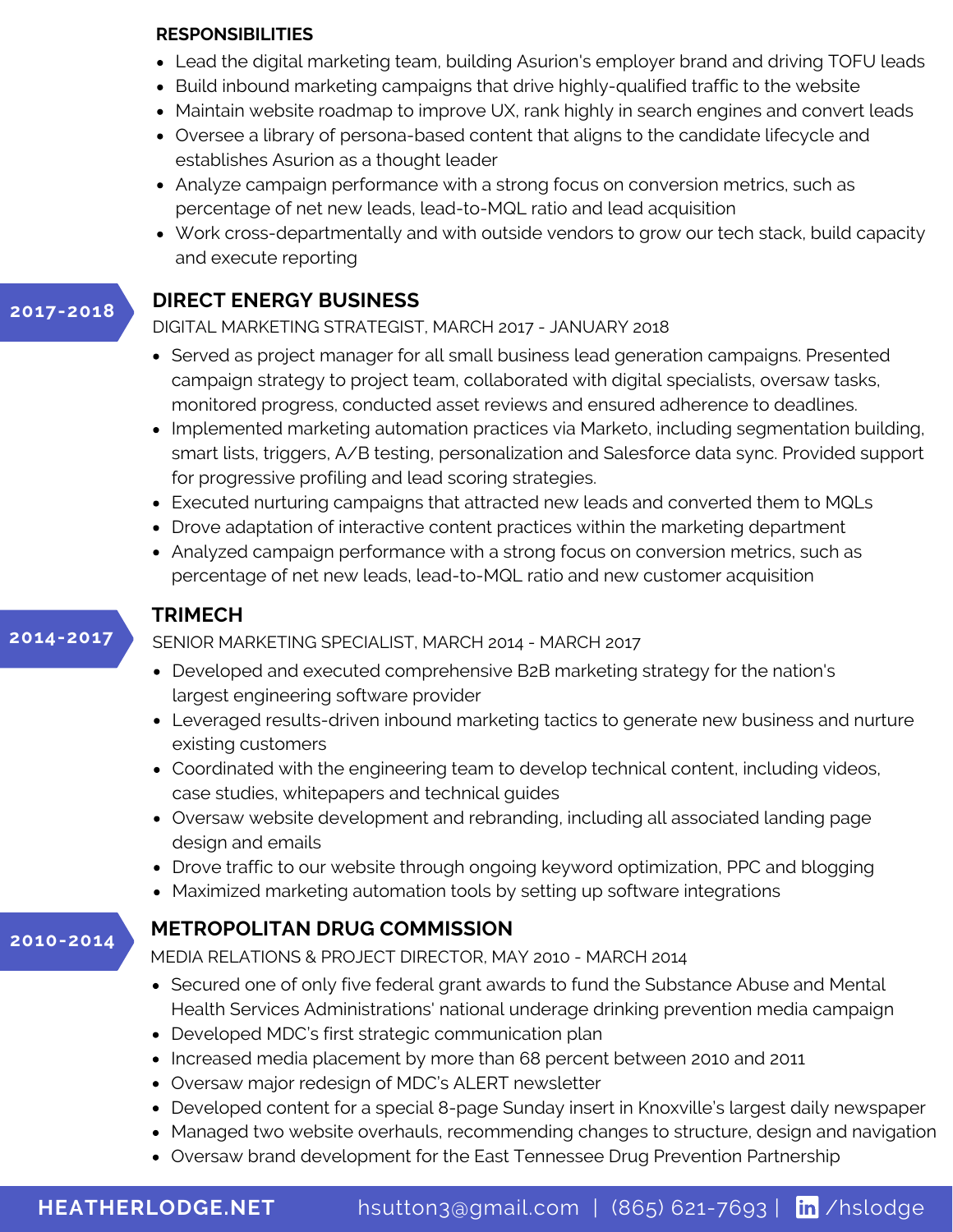**RESPONSIBILITIES**

- Lead the digital marketing team, building Asurion's employer brand and driving TOFU leads
- Build inbound marketing campaigns that drive highly-qualified traffic to the website
- Maintain website roadmap to improve UX, rank highly in search engines and convert leads
- Oversee a library of persona-based content that aligns to the candidate lifecycle and establishes Asurion as a thought leader
- Analyze campaign performance with a strong focus on conversion metrics, such as percentage of net new leads, lead-to-MQL ratio and lead acquisition
- Work cross-departmentally and with outside vendors to grow our tech stack, build capacity and execute reporting

**2017-2018**

## DIRECT ENERGY BUSINESS

DIGITAL MARKETING STRATEGIST, MARCH 2017 - JANUARY 2018

- Served as project manager for all small business lead generation campaigns. Presented campaign strategy to project team, collaborated with digital specialists, oversaw tasks, monitored progress, conducted asset reviews and ensured adherence to deadlines.
- Implemented marketing automation practices via Marketo, including segmentation building, smart lists, triggers, A/B testing, personalization and Salesforce data sync. Provided support for progressive profiling and lead scoring strategies.
- Executed nurturing campaigns that attracted new leads and converted them to MQLs
- Drove adaptation of interactive content practices within the marketing department
- Analyzed campaign performance with a strong focus on conversion metrics, such as percentage of net new leads, lead-to-MQL ratio and new customer acquisition

**2014-2017**

## TRIMECH

SENIOR MARKETING SPECIALIST, MARCH 2014 - MARCH 2017

- Developed and executed comprehensive B2B marketing strategy for the nation's largest engineering software provider
- Leveraged results-driven inbound marketing tactics to generate new business and nurture existing customers
- Coordinated with the engineering team to develop technical content, including videos, case studies, whitepapers and technical guides
- Oversaw website development and rebranding, including all associated landing page design and emails
- Drove traffic to our website through ongoing keyword optimization, PPC and blogging
- Maximized marketing automation tools by setting up software integrations

**2010-2014**

## METROPOLITAN DRUG COMMISSION

MEDIA RELATIONS & PROJECT DIRECTOR, MAY 2010 - MARCH 2014

- Secured one of only five federal grant awards to fund the Substance Abuse and Mental Health Services Administrations' national underage drinking prevention media campaign
- Developed MDC's first strategic communication plan
- Increased media placement by more than 68 percent between 2010 and 2011
- Oversaw major redesign of MDC's ALERT newsletter
- Developed content for a special 8-page Sunday insert in Knoxville's largest daily newspaper
- Managed two website overhauls, recommending changes to structure, design and navigation
- Oversaw brand development for the East Tennessee Drug Prevention Partnership

**HEATHERLODGE.NET** hsutton3@gmail.com | (865) 621-7693 | /hslodge